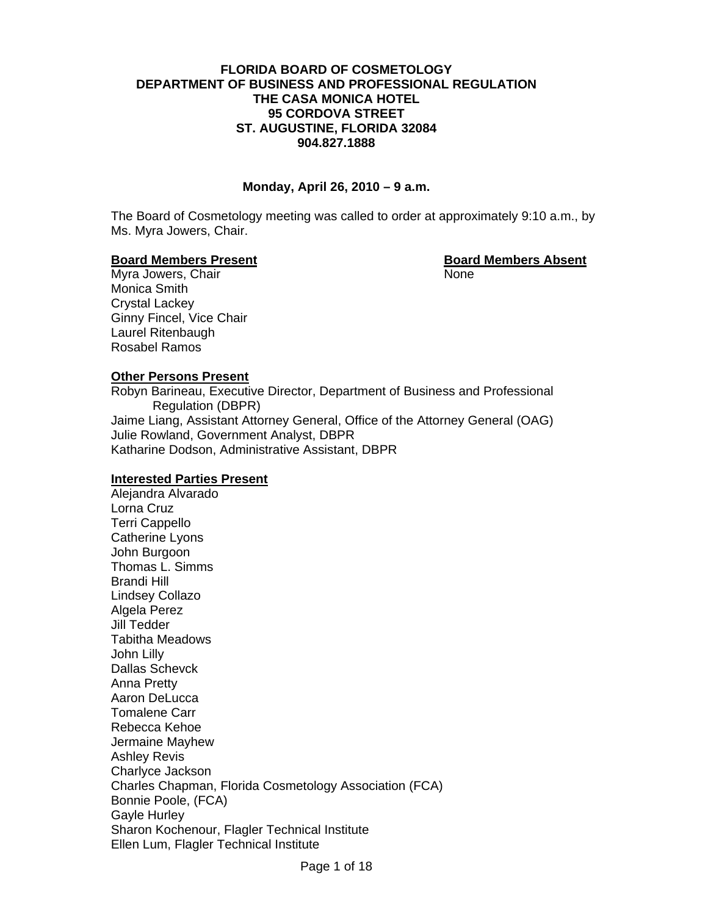**FLORIDA BOARD OF COSMETOLOGY**
**DEPARTMENT OF BUSINESS AND PROFESSIONAL REGULATION**
**THE CASA MONICA HOTEL**
**95 CORDOVA STREET**
**ST. AUGUSTINE, FLORIDA 32084**
**904.827.1888**

**Monday, April 26, 2010 – 9 a.m.**

The Board of Cosmetology meeting was called to order at approximately 9:10 a.m., by Ms. Myra Jowers, Chair.

**Board Members Present**

Myra Jowers, Chair
Monica Smith
Crystal Lackey
Ginny Fincel, Vice Chair
Laurel Ritenbaugh
Rosabel Ramos

**Board Members Absent**

None

**Other Persons Present**

Robyn Barineau, Executive Director, Department of Business and Professional Regulation (DBPR)
Jaime Liang, Assistant Attorney General, Office of the Attorney General (OAG)
Julie Rowland, Government Analyst, DBPR
Katharine Dodson, Administrative Assistant, DBPR

**Interested Parties Present**

Alejandra Alvarado
Lorna Cruz
Terri Cappello
Catherine Lyons
John Burgoon
Thomas L. Simms
Brandi Hill
Lindsey Collazo
Algela Perez
Jill Tedder
Tabitha Meadows
John Lilly
Dallas Schevck
Anna Pretty
Aaron DeLucca
Tomalene Carr
Rebecca Kehoe
Jermaine Mayhew
Ashley Revis
Charlyce Jackson
Charles Chapman, Florida Cosmetology Association (FCA)
Bonnie Poole, (FCA)
Gayle Hurley
Sharon Kochenour, Flagler Technical Institute
Ellen Lum, Flagler Technical Institute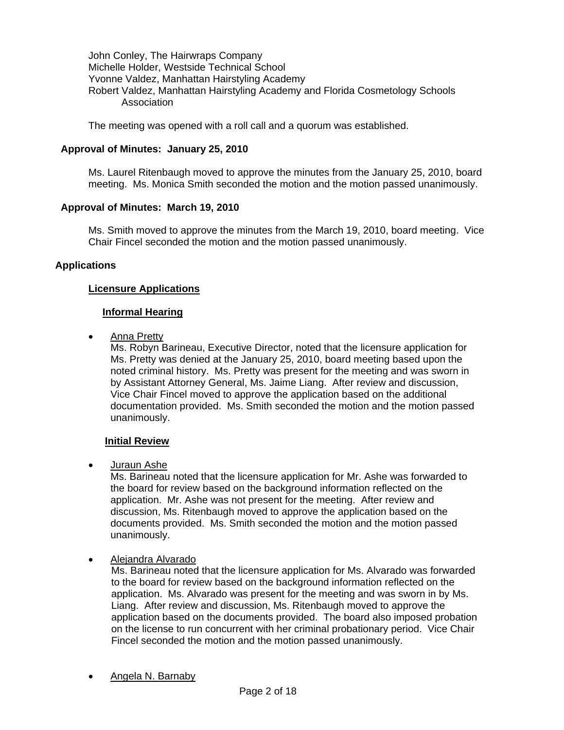John Conley, The Hairwraps Company
Michelle Holder, Westside Technical School
Yvonne Valdez, Manhattan Hairstyling Academy
Robert Valdez, Manhattan Hairstyling Academy and Florida Cosmetology Schools Association

The meeting was opened with a roll call and a quorum was established.

**Approval of Minutes: January 25, 2010**

Ms. Laurel Ritenbaugh moved to approve the minutes from the January 25, 2010, board meeting. Ms. Monica Smith seconded the motion and the motion passed unanimously.

**Approval of Minutes: March 19, 2010**

Ms. Smith moved to approve the minutes from the March 19, 2010, board meeting. Vice Chair Fincel seconded the motion and the motion passed unanimously.

**Applications**

**Licensure Applications**

**Informal Hearing**

- Anna Pretty
  Ms. Robyn Barineau, Executive Director, noted that the licensure application for Ms. Pretty was denied at the January 25, 2010, board meeting based upon the noted criminal history. Ms. Pretty was present for the meeting and was sworn in by Assistant Attorney General, Ms. Jaime Liang. After review and discussion, Vice Chair Fincel moved to approve the application based on the additional documentation provided. Ms. Smith seconded the motion and the motion passed unanimously.

**Initial Review**

- Juraun Ashe
  Ms. Barineau noted that the licensure application for Mr. Ashe was forwarded to the board for review based on the background information reflected on the application. Mr. Ashe was not present for the meeting. After review and discussion, Ms. Ritenbaugh moved to approve the application based on the documents provided. Ms. Smith seconded the motion and the motion passed unanimously.

- Alejandra Alvarado
  Ms. Barineau noted that the licensure application for Ms. Alvarado was forwarded to the board for review based on the background information reflected on the application. Ms. Alvarado was present for the meeting and was sworn in by Ms. Liang. After review and discussion, Ms. Ritenbaugh moved to approve the application based on the documents provided. The board also imposed probation on the license to run concurrent with her criminal probationary period. Vice Chair Fincel seconded the motion and the motion passed unanimously.

- Angela N. Barnaby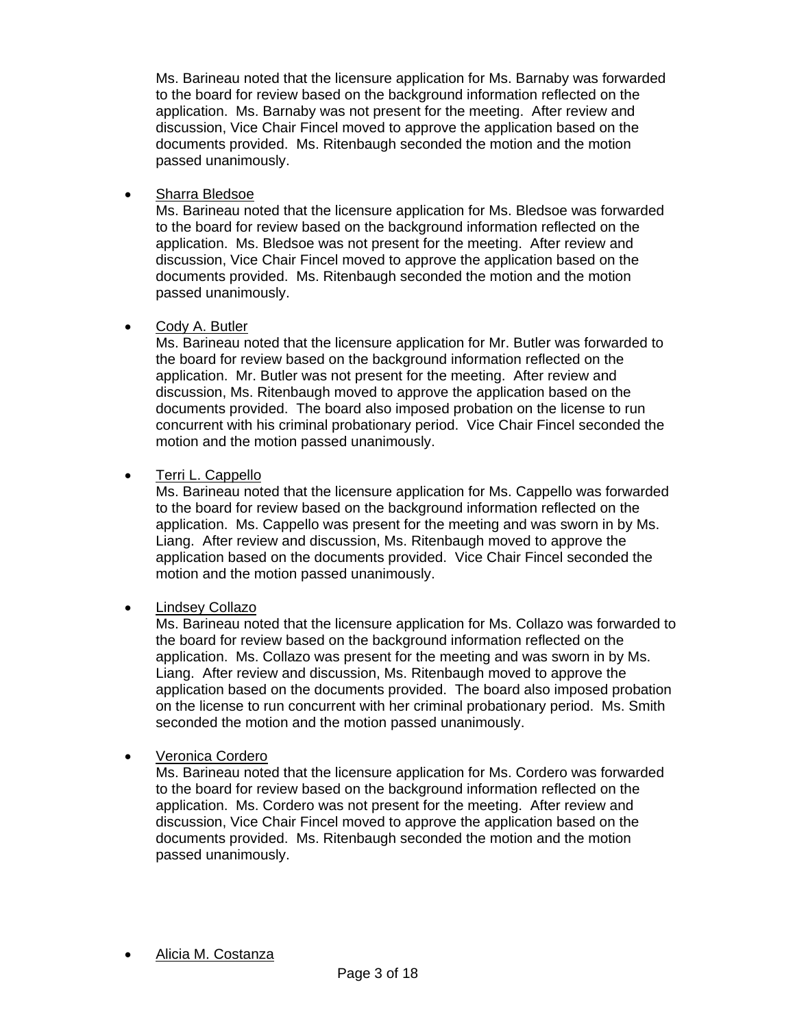Ms. Barineau noted that the licensure application for Ms. Barnaby was forwarded to the board for review based on the background information reflected on the application. Ms. Barnaby was not present for the meeting. After review and discussion, Vice Chair Fincel moved to approve the application based on the documents provided. Ms. Ritenbaugh seconded the motion and the motion passed unanimously.

- Sharra Bledsoe

  Ms. Barineau noted that the licensure application for Ms. Bledsoe was forwarded to the board for review based on the background information reflected on the application. Ms. Bledsoe was not present for the meeting. After review and discussion, Vice Chair Fincel moved to approve the application based on the documents provided. Ms. Ritenbaugh seconded the motion and the motion passed unanimously.

- Cody A. Butler

  Ms. Barineau noted that the licensure application for Mr. Butler was forwarded to the board for review based on the background information reflected on the application. Mr. Butler was not present for the meeting. After review and discussion, Ms. Ritenbaugh moved to approve the application based on the documents provided. The board also imposed probation on the license to run concurrent with his criminal probationary period. Vice Chair Fincel seconded the motion and the motion passed unanimously.

- Terri L. Cappello

  Ms. Barineau noted that the licensure application for Ms. Cappello was forwarded to the board for review based on the background information reflected on the application. Ms. Cappello was present for the meeting and was sworn in by Ms. Liang. After review and discussion, Ms. Ritenbaugh moved to approve the application based on the documents provided. Vice Chair Fincel seconded the motion and the motion passed unanimously.

- Lindsey Collazo

  Ms. Barineau noted that the licensure application for Ms. Collazo was forwarded to the board for review based on the background information reflected on the application. Ms. Collazo was present for the meeting and was sworn in by Ms. Liang. After review and discussion, Ms. Ritenbaugh moved to approve the application based on the documents provided. The board also imposed probation on the license to run concurrent with her criminal probationary period. Ms. Smith seconded the motion and the motion passed unanimously.

- Veronica Cordero

  Ms. Barineau noted that the licensure application for Ms. Cordero was forwarded to the board for review based on the background information reflected on the application. Ms. Cordero was not present for the meeting. After review and discussion, Vice Chair Fincel moved to approve the application based on the documents provided. Ms. Ritenbaugh seconded the motion and the motion passed unanimously.

- Alicia M. Costanza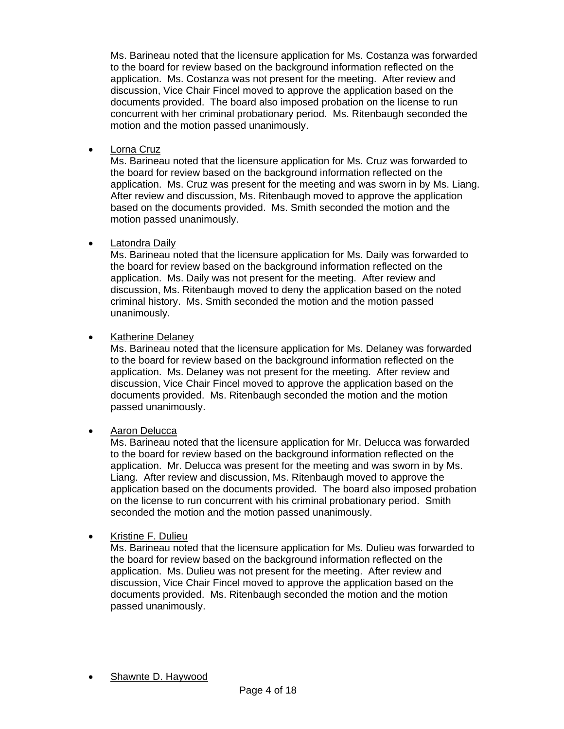Ms. Barineau noted that the licensure application for Ms. Costanza was forwarded to the board for review based on the background information reflected on the application. Ms. Costanza was not present for the meeting. After review and discussion, Vice Chair Fincel moved to approve the application based on the documents provided. The board also imposed probation on the license to run concurrent with her criminal probationary period. Ms. Ritenbaugh seconded the motion and the motion passed unanimously.

- <u>Lorna Cruz</u>
  Ms. Barineau noted that the licensure application for Ms. Cruz was forwarded to the board for review based on the background information reflected on the application. Ms. Cruz was present for the meeting and was sworn in by Ms. Liang. After review and discussion, Ms. Ritenbaugh moved to approve the application based on the documents provided. Ms. Smith seconded the motion and the motion passed unanimously.

- <u>Latondra Daily</u>
  Ms. Barineau noted that the licensure application for Ms. Daily was forwarded to the board for review based on the background information reflected on the application. Ms. Daily was not present for the meeting. After review and discussion, Ms. Ritenbaugh moved to deny the application based on the noted criminal history. Ms. Smith seconded the motion and the motion passed unanimously.

- <u>Katherine Delaney</u>
  Ms. Barineau noted that the licensure application for Ms. Delaney was forwarded to the board for review based on the background information reflected on the application. Ms. Delaney was not present for the meeting. After review and discussion, Vice Chair Fincel moved to approve the application based on the documents provided. Ms. Ritenbaugh seconded the motion and the motion passed unanimously.

- <u>Aaron Delucca</u>
  Ms. Barineau noted that the licensure application for Mr. Delucca was forwarded to the board for review based on the background information reflected on the application. Mr. Delucca was present for the meeting and was sworn in by Ms. Liang. After review and discussion, Ms. Ritenbaugh moved to approve the application based on the documents provided. The board also imposed probation on the license to run concurrent with his criminal probationary period. Smith seconded the motion and the motion passed unanimously.

- <u>Kristine F. Dulieu</u>
  Ms. Barineau noted that the licensure application for Ms. Dulieu was forwarded to the board for review based on the background information reflected on the application. Ms. Dulieu was not present for the meeting. After review and discussion, Vice Chair Fincel moved to approve the application based on the documents provided. Ms. Ritenbaugh seconded the motion and the motion passed unanimously.

- <u>Shawnte D. Haywood</u>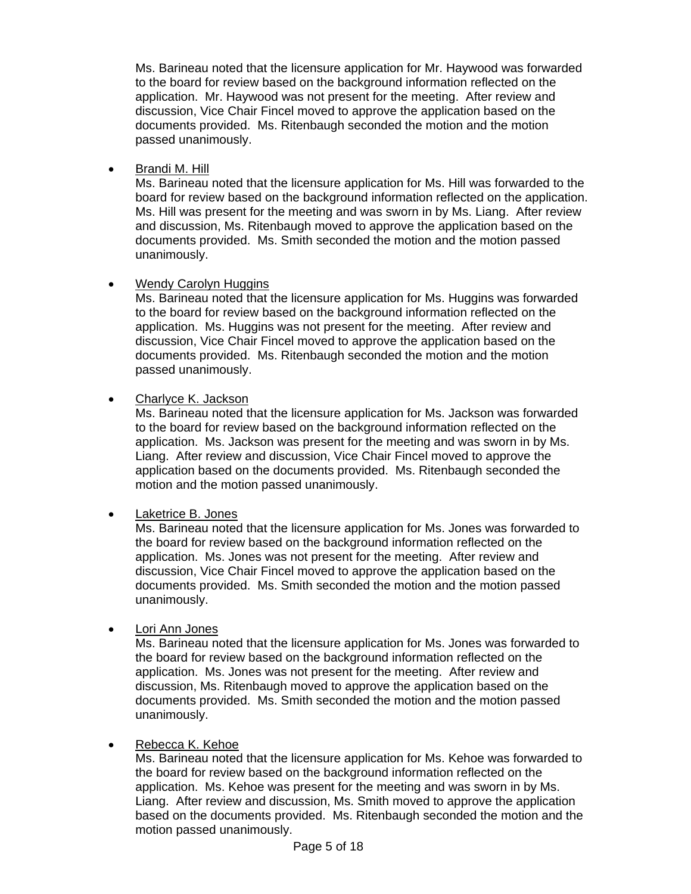Ms. Barineau noted that the licensure application for Mr. Haywood was forwarded to the board for review based on the background information reflected on the application. Mr. Haywood was not present for the meeting. After review and discussion, Vice Chair Fincel moved to approve the application based on the documents provided. Ms. Ritenbaugh seconded the motion and the motion passed unanimously.

- <u>Brandi M. Hill</u>
  Ms. Barineau noted that the licensure application for Ms. Hill was forwarded to the board for review based on the background information reflected on the application. Ms. Hill was present for the meeting and was sworn in by Ms. Liang. After review and discussion, Ms. Ritenbaugh moved to approve the application based on the documents provided. Ms. Smith seconded the motion and the motion passed unanimously.

- <u>Wendy Carolyn Huggins</u>
  Ms. Barineau noted that the licensure application for Ms. Huggins was forwarded to the board for review based on the background information reflected on the application. Ms. Huggins was not present for the meeting. After review and discussion, Vice Chair Fincel moved to approve the application based on the documents provided. Ms. Ritenbaugh seconded the motion and the motion passed unanimously.

- <u>Charlyce K. Jackson</u>
  Ms. Barineau noted that the licensure application for Ms. Jackson was forwarded to the board for review based on the background information reflected on the application. Ms. Jackson was present for the meeting and was sworn in by Ms. Liang. After review and discussion, Vice Chair Fincel moved to approve the application based on the documents provided. Ms. Ritenbaugh seconded the motion and the motion passed unanimously.

- <u>Laketrice B. Jones</u>
  Ms. Barineau noted that the licensure application for Ms. Jones was forwarded to the board for review based on the background information reflected on the application. Ms. Jones was not present for the meeting. After review and discussion, Vice Chair Fincel moved to approve the application based on the documents provided. Ms. Smith seconded the motion and the motion passed unanimously.

- <u>Lori Ann Jones</u>
  Ms. Barineau noted that the licensure application for Ms. Jones was forwarded to the board for review based on the background information reflected on the application. Ms. Jones was not present for the meeting. After review and discussion, Ms. Ritenbaugh moved to approve the application based on the documents provided. Ms. Smith seconded the motion and the motion passed unanimously.

- <u>Rebecca K. Kehoe</u>
  Ms. Barineau noted that the licensure application for Ms. Kehoe was forwarded to the board for review based on the background information reflected on the application. Ms. Kehoe was present for the meeting and was sworn in by Ms. Liang. After review and discussion, Ms. Smith moved to approve the application based on the documents provided. Ms. Ritenbaugh seconded the motion and the motion passed unanimously.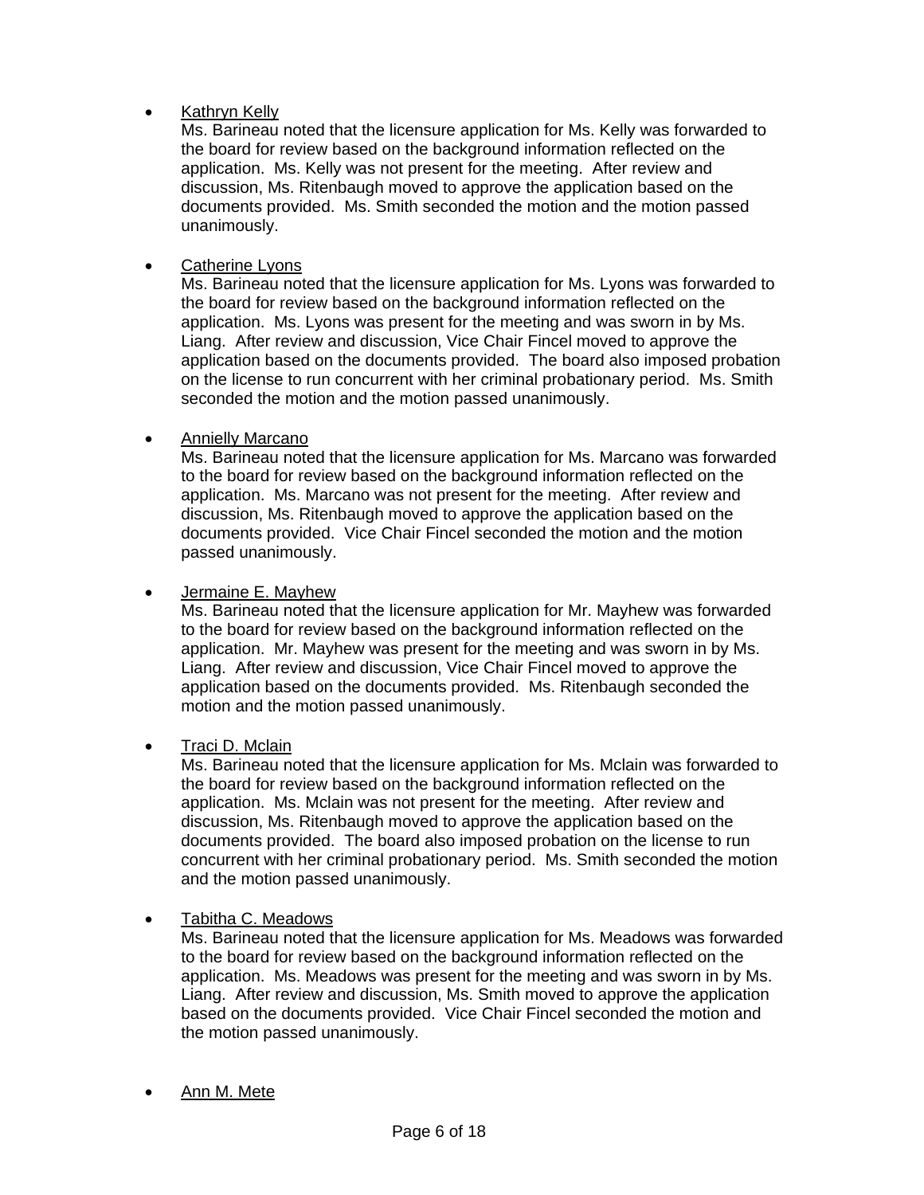- Kathryn Kelly
  Ms. Barineau noted that the licensure application for Ms. Kelly was forwarded to the board for review based on the background information reflected on the application. Ms. Kelly was not present for the meeting. After review and discussion, Ms. Ritenbaugh moved to approve the application based on the documents provided. Ms. Smith seconded the motion and the motion passed unanimously.

- Catherine Lyons
  Ms. Barineau noted that the licensure application for Ms. Lyons was forwarded to the board for review based on the background information reflected on the application. Ms. Lyons was present for the meeting and was sworn in by Ms. Liang. After review and discussion, Vice Chair Fincel moved to approve the application based on the documents provided. The board also imposed probation on the license to run concurrent with her criminal probationary period. Ms. Smith seconded the motion and the motion passed unanimously.

- Annielly Marcano
  Ms. Barineau noted that the licensure application for Ms. Marcano was forwarded to the board for review based on the background information reflected on the application. Ms. Marcano was not present for the meeting. After review and discussion, Ms. Ritenbaugh moved to approve the application based on the documents provided. Vice Chair Fincel seconded the motion and the motion passed unanimously.

- Jermaine E. Mayhew
  Ms. Barineau noted that the licensure application for Mr. Mayhew was forwarded to the board for review based on the background information reflected on the application. Mr. Mayhew was present for the meeting and was sworn in by Ms. Liang. After review and discussion, Vice Chair Fincel moved to approve the application based on the documents provided. Ms. Ritenbaugh seconded the motion and the motion passed unanimously.

- Traci D. Mclain
  Ms. Barineau noted that the licensure application for Ms. Mclain was forwarded to the board for review based on the background information reflected on the application. Ms. Mclain was not present for the meeting. After review and discussion, Ms. Ritenbaugh moved to approve the application based on the documents provided. The board also imposed probation on the license to run concurrent with her criminal probationary period. Ms. Smith seconded the motion and the motion passed unanimously.

- Tabitha C. Meadows
  Ms. Barineau noted that the licensure application for Ms. Meadows was forwarded to the board for review based on the background information reflected on the application. Ms. Meadows was present for the meeting and was sworn in by Ms. Liang. After review and discussion, Ms. Smith moved to approve the application based on the documents provided. Vice Chair Fincel seconded the motion and the motion passed unanimously.

- Ann M. Mete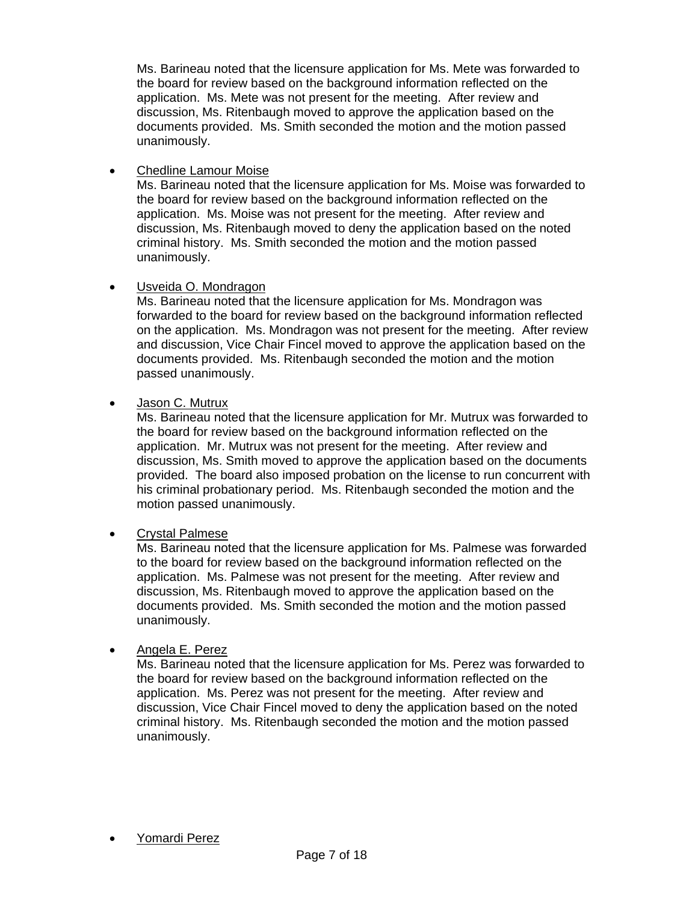Ms. Barineau noted that the licensure application for Ms. Mete was forwarded to the board for review based on the background information reflected on the application. Ms. Mete was not present for the meeting. After review and discussion, Ms. Ritenbaugh moved to approve the application based on the documents provided. Ms. Smith seconded the motion and the motion passed unanimously.

- Chedline Lamour Moise

  Ms. Barineau noted that the licensure application for Ms. Moise was forwarded to the board for review based on the background information reflected on the application. Ms. Moise was not present for the meeting. After review and discussion, Ms. Ritenbaugh moved to deny the application based on the noted criminal history. Ms. Smith seconded the motion and the motion passed unanimously.

- Usveida O. Mondragon

  Ms. Barineau noted that the licensure application for Ms. Mondragon was forwarded to the board for review based on the background information reflected on the application. Ms. Mondragon was not present for the meeting. After review and discussion, Vice Chair Fincel moved to approve the application based on the documents provided. Ms. Ritenbaugh seconded the motion and the motion passed unanimously.

- Jason C. Mutrux

  Ms. Barineau noted that the licensure application for Mr. Mutrux was forwarded to the board for review based on the background information reflected on the application. Mr. Mutrux was not present for the meeting. After review and discussion, Ms. Smith moved to approve the application based on the documents provided. The board also imposed probation on the license to run concurrent with his criminal probationary period. Ms. Ritenbaugh seconded the motion and the motion passed unanimously.

- Crystal Palmese

  Ms. Barineau noted that the licensure application for Ms. Palmese was forwarded to the board for review based on the background information reflected on the application. Ms. Palmese was not present for the meeting. After review and discussion, Ms. Ritenbaugh moved to approve the application based on the documents provided. Ms. Smith seconded the motion and the motion passed unanimously.

- Angela E. Perez

  Ms. Barineau noted that the licensure application for Ms. Perez was forwarded to the board for review based on the background information reflected on the application. Ms. Perez was not present for the meeting. After review and discussion, Vice Chair Fincel moved to deny the application based on the noted criminal history. Ms. Ritenbaugh seconded the motion and the motion passed unanimously.

- Yomardi Perez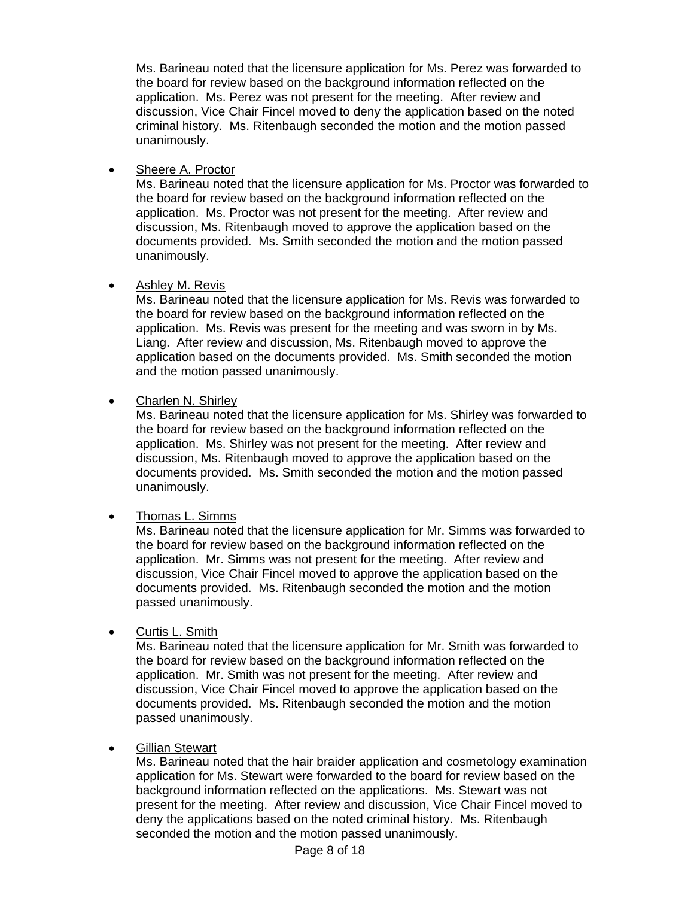Ms. Barineau noted that the licensure application for Ms. Perez was forwarded to the board for review based on the background information reflected on the application. Ms. Perez was not present for the meeting. After review and discussion, Vice Chair Fincel moved to deny the application based on the noted criminal history. Ms. Ritenbaugh seconded the motion and the motion passed unanimously.

- <u>Sheere A. Proctor</u>
  Ms. Barineau noted that the licensure application for Ms. Proctor was forwarded to the board for review based on the background information reflected on the application. Ms. Proctor was not present for the meeting. After review and discussion, Ms. Ritenbaugh moved to approve the application based on the documents provided. Ms. Smith seconded the motion and the motion passed unanimously.

- <u>Ashley M. Revis</u>
  Ms. Barineau noted that the licensure application for Ms. Revis was forwarded to the board for review based on the background information reflected on the application. Ms. Revis was present for the meeting and was sworn in by Ms. Liang. After review and discussion, Ms. Ritenbaugh moved to approve the application based on the documents provided. Ms. Smith seconded the motion and the motion passed unanimously.

- <u>Charlen N. Shirley</u>
  Ms. Barineau noted that the licensure application for Ms. Shirley was forwarded to the board for review based on the background information reflected on the application. Ms. Shirley was not present for the meeting. After review and discussion, Ms. Ritenbaugh moved to approve the application based on the documents provided. Ms. Smith seconded the motion and the motion passed unanimously.

- <u>Thomas L. Simms</u>
  Ms. Barineau noted that the licensure application for Mr. Simms was forwarded to the board for review based on the background information reflected on the application. Mr. Simms was not present for the meeting. After review and discussion, Vice Chair Fincel moved to approve the application based on the documents provided. Ms. Ritenbaugh seconded the motion and the motion passed unanimously.

- <u>Curtis L. Smith</u>
  Ms. Barineau noted that the licensure application for Mr. Smith was forwarded to the board for review based on the background information reflected on the application. Mr. Smith was not present for the meeting. After review and discussion, Vice Chair Fincel moved to approve the application based on the documents provided. Ms. Ritenbaugh seconded the motion and the motion passed unanimously.

- <u>Gillian Stewart</u>
  Ms. Barineau noted that the hair braider application and cosmetology examination application for Ms. Stewart were forwarded to the board for review based on the background information reflected on the applications. Ms. Stewart was not present for the meeting. After review and discussion, Vice Chair Fincel moved to deny the applications based on the noted criminal history. Ms. Ritenbaugh seconded the motion and the motion passed unanimously.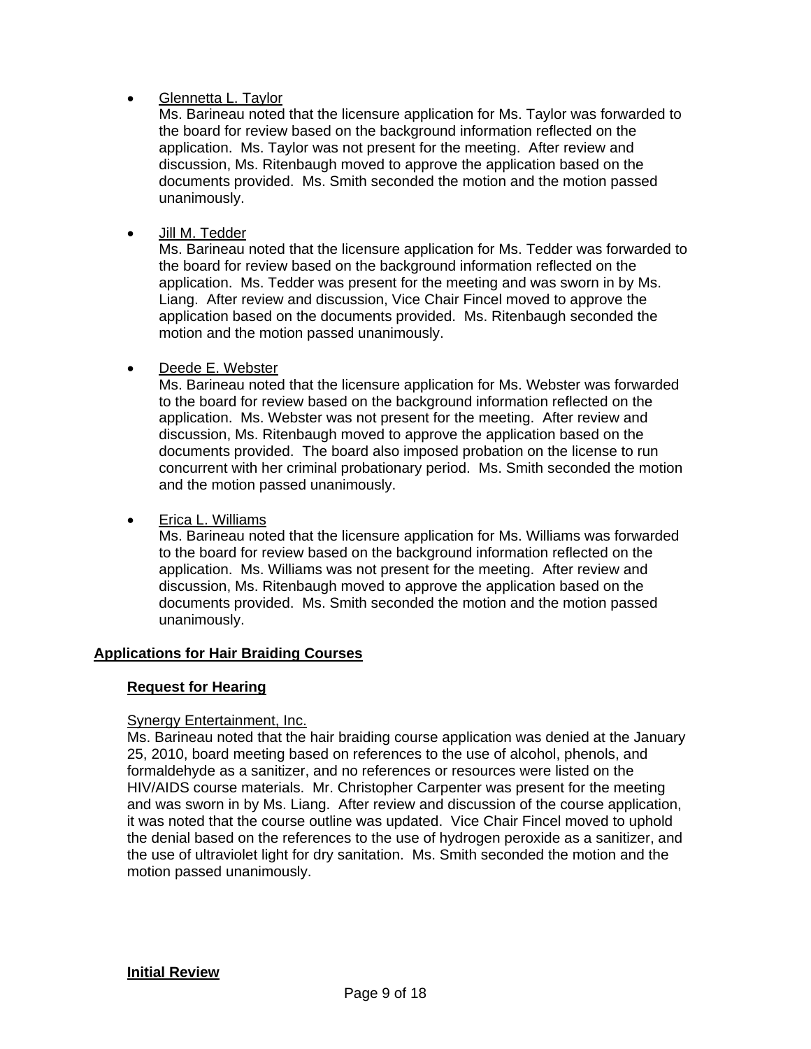- Glennetta L. Taylor
  Ms. Barineau noted that the licensure application for Ms. Taylor was forwarded to the board for review based on the background information reflected on the application. Ms. Taylor was not present for the meeting. After review and discussion, Ms. Ritenbaugh moved to approve the application based on the documents provided. Ms. Smith seconded the motion and the motion passed unanimously.

- Jill M. Tedder
  Ms. Barineau noted that the licensure application for Ms. Tedder was forwarded to the board for review based on the background information reflected on the application. Ms. Tedder was present for the meeting and was sworn in by Ms. Liang. After review and discussion, Vice Chair Fincel moved to approve the application based on the documents provided. Ms. Ritenbaugh seconded the motion and the motion passed unanimously.

- Deede E. Webster
  Ms. Barineau noted that the licensure application for Ms. Webster was forwarded to the board for review based on the background information reflected on the application. Ms. Webster was not present for the meeting. After review and discussion, Ms. Ritenbaugh moved to approve the application based on the documents provided. The board also imposed probation on the license to run concurrent with her criminal probationary period. Ms. Smith seconded the motion and the motion passed unanimously.

- Erica L. Williams
  Ms. Barineau noted that the licensure application for Ms. Williams was forwarded to the board for review based on the background information reflected on the application. Ms. Williams was not present for the meeting. After review and discussion, Ms. Ritenbaugh moved to approve the application based on the documents provided. Ms. Smith seconded the motion and the motion passed unanimously.

## Applications for Hair Braiding Courses

### Request for Hearing

Synergy Entertainment, Inc.
Ms. Barineau noted that the hair braiding course application was denied at the January 25, 2010, board meeting based on references to the use of alcohol, phenols, and formaldehyde as a sanitizer, and no references or resources were listed on the HIV/AIDS course materials. Mr. Christopher Carpenter was present for the meeting and was sworn in by Ms. Liang. After review and discussion of the course application, it was noted that the course outline was updated. Vice Chair Fincel moved to uphold the denial based on the references to the use of hydrogen peroxide as a sanitizer, and the use of ultraviolet light for dry sanitation. Ms. Smith seconded the motion and the motion passed unanimously.

### Initial Review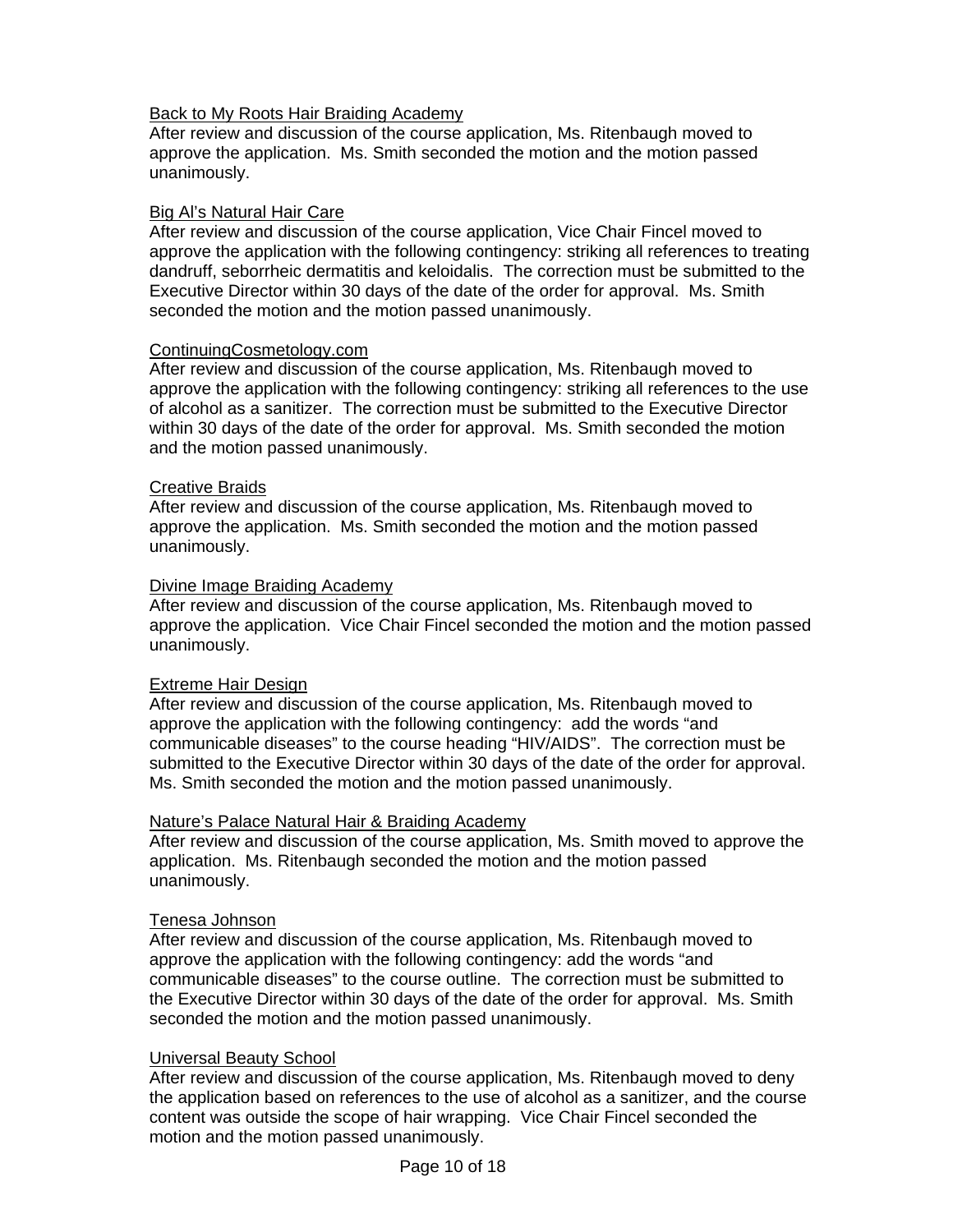<u>Back to My Roots Hair Braiding Academy</u>
After review and discussion of the course application, Ms. Ritenbaugh moved to approve the application. Ms. Smith seconded the motion and the motion passed unanimously.

<u>Big Al's Natural Hair Care</u>
After review and discussion of the course application, Vice Chair Fincel moved to approve the application with the following contingency: striking all references to treating dandruff, seborrheic dermatitis and keloidalis. The correction must be submitted to the Executive Director within 30 days of the date of the order for approval. Ms. Smith seconded the motion and the motion passed unanimously.

<u>ContinuingCosmetology.com</u>
After review and discussion of the course application, Ms. Ritenbaugh moved to approve the application with the following contingency: striking all references to the use of alcohol as a sanitizer. The correction must be submitted to the Executive Director within 30 days of the date of the order for approval. Ms. Smith seconded the motion and the motion passed unanimously.

<u>Creative Braids</u>
After review and discussion of the course application, Ms. Ritenbaugh moved to approve the application. Ms. Smith seconded the motion and the motion passed unanimously.

<u>Divine Image Braiding Academy</u>
After review and discussion of the course application, Ms. Ritenbaugh moved to approve the application. Vice Chair Fincel seconded the motion and the motion passed unanimously.

<u>Extreme Hair Design</u>
After review and discussion of the course application, Ms. Ritenbaugh moved to approve the application with the following contingency: add the words "and communicable diseases" to the course heading "HIV/AIDS". The correction must be submitted to the Executive Director within 30 days of the date of the order for approval. Ms. Smith seconded the motion and the motion passed unanimously.

<u>Nature's Palace Natural Hair & Braiding Academy</u>
After review and discussion of the course application, Ms. Smith moved to approve the application. Ms. Ritenbaugh seconded the motion and the motion passed unanimously.

<u>Tenesa Johnson</u>
After review and discussion of the course application, Ms. Ritenbaugh moved to approve the application with the following contingency: add the words "and communicable diseases" to the course outline. The correction must be submitted to the Executive Director within 30 days of the date of the order for approval. Ms. Smith seconded the motion and the motion passed unanimously.

<u>Universal Beauty School</u>
After review and discussion of the course application, Ms. Ritenbaugh moved to deny the application based on references to the use of alcohol as a sanitizer, and the course content was outside the scope of hair wrapping. Vice Chair Fincel seconded the motion and the motion passed unanimously.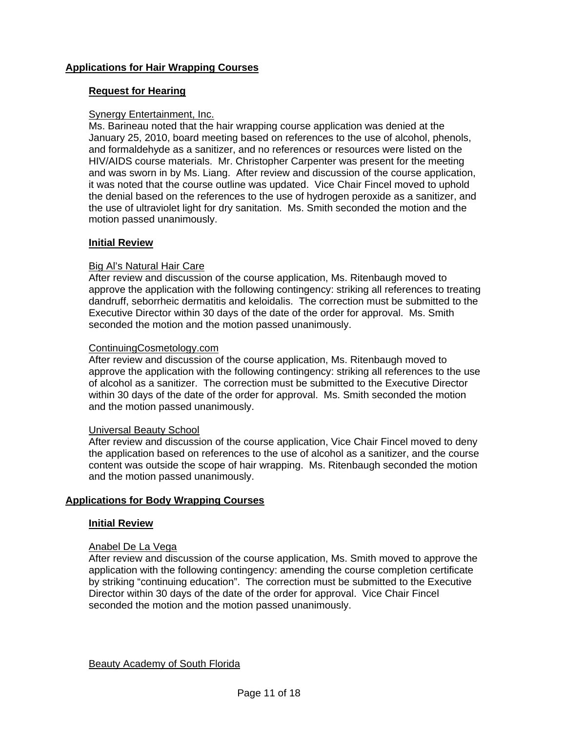## Applications for Hair Wrapping Courses

### Request for Hearing

Synergy Entertainment, Inc.

Ms. Barineau noted that the hair wrapping course application was denied at the January 25, 2010, board meeting based on references to the use of alcohol, phenols, and formaldehyde as a sanitizer, and no references or resources were listed on the HIV/AIDS course materials. Mr. Christopher Carpenter was present for the meeting and was sworn in by Ms. Liang. After review and discussion of the course application, it was noted that the course outline was updated. Vice Chair Fincel moved to uphold the denial based on the references to the use of hydrogen peroxide as a sanitizer, and the use of ultraviolet light for dry sanitation. Ms. Smith seconded the motion and the motion passed unanimously.

### Initial Review

Big Al's Natural Hair Care

After review and discussion of the course application, Ms. Ritenbaugh moved to approve the application with the following contingency: striking all references to treating dandruff, seborrheic dermatitis and keloidalis. The correction must be submitted to the Executive Director within 30 days of the date of the order for approval. Ms. Smith seconded the motion and the motion passed unanimously.

ContinuingCosmetology.com

After review and discussion of the course application, Ms. Ritenbaugh moved to approve the application with the following contingency: striking all references to the use of alcohol as a sanitizer. The correction must be submitted to the Executive Director within 30 days of the date of the order for approval. Ms. Smith seconded the motion and the motion passed unanimously.

Universal Beauty School

After review and discussion of the course application, Vice Chair Fincel moved to deny the application based on references to the use of alcohol as a sanitizer, and the course content was outside the scope of hair wrapping. Ms. Ritenbaugh seconded the motion and the motion passed unanimously.

## Applications for Body Wrapping Courses

### Initial Review

Anabel De La Vega

After review and discussion of the course application, Ms. Smith moved to approve the application with the following contingency: amending the course completion certificate by striking "continuing education". The correction must be submitted to the Executive Director within 30 days of the date of the order for approval. Vice Chair Fincel seconded the motion and the motion passed unanimously.

Beauty Academy of South Florida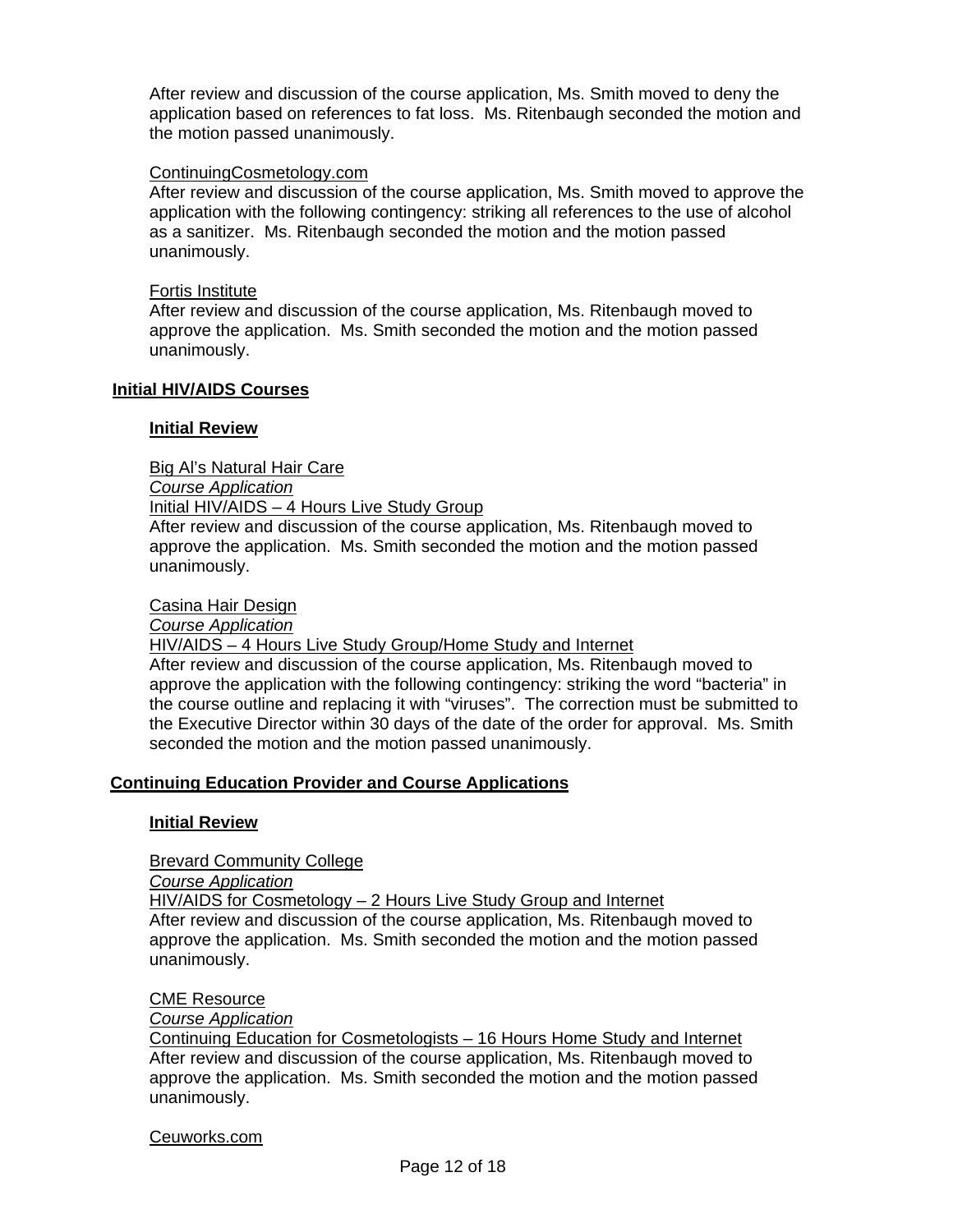After review and discussion of the course application, Ms. Smith moved to deny the application based on references to fat loss. Ms. Ritenbaugh seconded the motion and the motion passed unanimously.

ContinuingCosmetology.com
After review and discussion of the course application, Ms. Smith moved to approve the application with the following contingency: striking all references to the use of alcohol as a sanitizer. Ms. Ritenbaugh seconded the motion and the motion passed unanimously.

Fortis Institute
After review and discussion of the course application, Ms. Ritenbaugh moved to approve the application. Ms. Smith seconded the motion and the motion passed unanimously.

## Initial HIV/AIDS Courses

### Initial Review

Big Al's Natural Hair Care
*Course Application*
Initial HIV/AIDS – 4 Hours Live Study Group
After review and discussion of the course application, Ms. Ritenbaugh moved to approve the application. Ms. Smith seconded the motion and the motion passed unanimously.

Casina Hair Design
*Course Application*
HIV/AIDS – 4 Hours Live Study Group/Home Study and Internet
After review and discussion of the course application, Ms. Ritenbaugh moved to approve the application with the following contingency: striking the word "bacteria" in the course outline and replacing it with "viruses". The correction must be submitted to the Executive Director within 30 days of the date of the order for approval. Ms. Smith seconded the motion and the motion passed unanimously.

## Continuing Education Provider and Course Applications

### Initial Review

Brevard Community College
*Course Application*
HIV/AIDS for Cosmetology – 2 Hours Live Study Group and Internet
After review and discussion of the course application, Ms. Ritenbaugh moved to approve the application. Ms. Smith seconded the motion and the motion passed unanimously.

CME Resource
*Course Application*
Continuing Education for Cosmetologists – 16 Hours Home Study and Internet
After review and discussion of the course application, Ms. Ritenbaugh moved to approve the application. Ms. Smith seconded the motion and the motion passed unanimously.

Ceuworks.com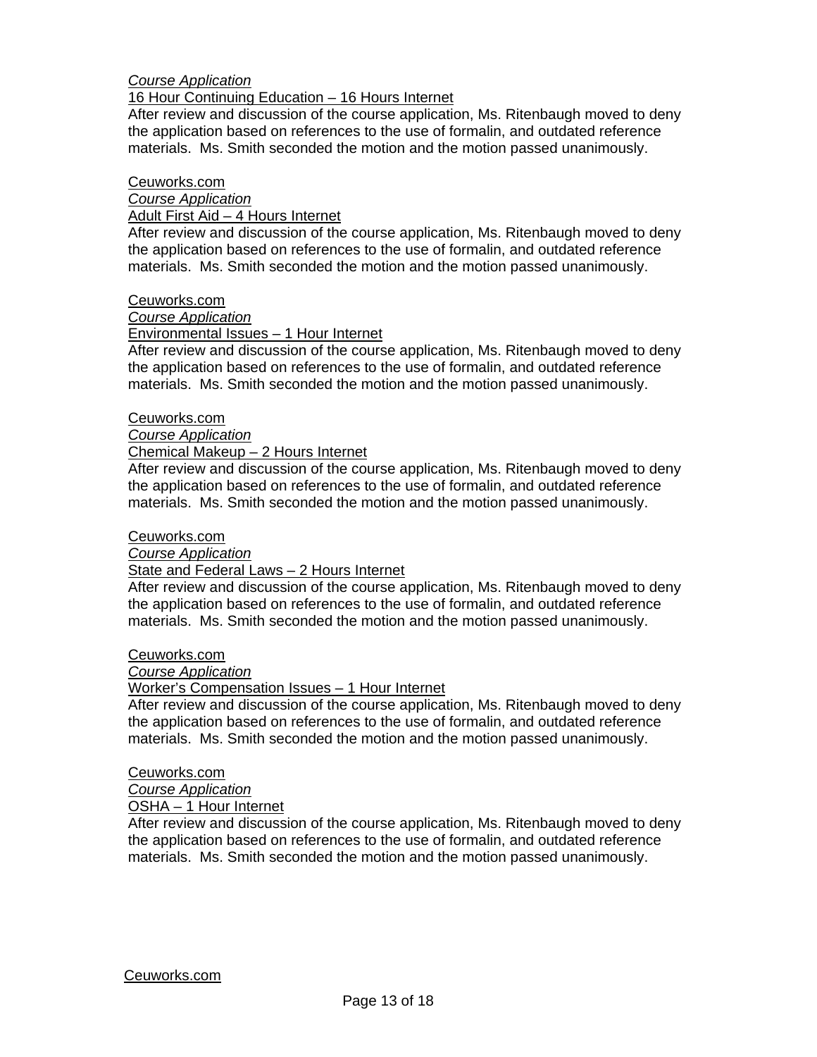*Course Application*

16 Hour Continuing Education – 16 Hours Internet

After review and discussion of the course application, Ms. Ritenbaugh moved to deny the application based on references to the use of formalin, and outdated reference materials. Ms. Smith seconded the motion and the motion passed unanimously.

Ceuworks.com

*Course Application*

Adult First Aid – 4 Hours Internet

After review and discussion of the course application, Ms. Ritenbaugh moved to deny the application based on references to the use of formalin, and outdated reference materials. Ms. Smith seconded the motion and the motion passed unanimously.

Ceuworks.com

*Course Application*

Environmental Issues – 1 Hour Internet

After review and discussion of the course application, Ms. Ritenbaugh moved to deny the application based on references to the use of formalin, and outdated reference materials. Ms. Smith seconded the motion and the motion passed unanimously.

Ceuworks.com

*Course Application*

Chemical Makeup – 2 Hours Internet

After review and discussion of the course application, Ms. Ritenbaugh moved to deny the application based on references to the use of formalin, and outdated reference materials. Ms. Smith seconded the motion and the motion passed unanimously.

Ceuworks.com

*Course Application*

State and Federal Laws – 2 Hours Internet

After review and discussion of the course application, Ms. Ritenbaugh moved to deny the application based on references to the use of formalin, and outdated reference materials. Ms. Smith seconded the motion and the motion passed unanimously.

Ceuworks.com

*Course Application*

Worker's Compensation Issues – 1 Hour Internet

After review and discussion of the course application, Ms. Ritenbaugh moved to deny the application based on references to the use of formalin, and outdated reference materials. Ms. Smith seconded the motion and the motion passed unanimously.

Ceuworks.com

*Course Application*

OSHA – 1 Hour Internet

After review and discussion of the course application, Ms. Ritenbaugh moved to deny the application based on references to the use of formalin, and outdated reference materials. Ms. Smith seconded the motion and the motion passed unanimously.

Ceuworks.com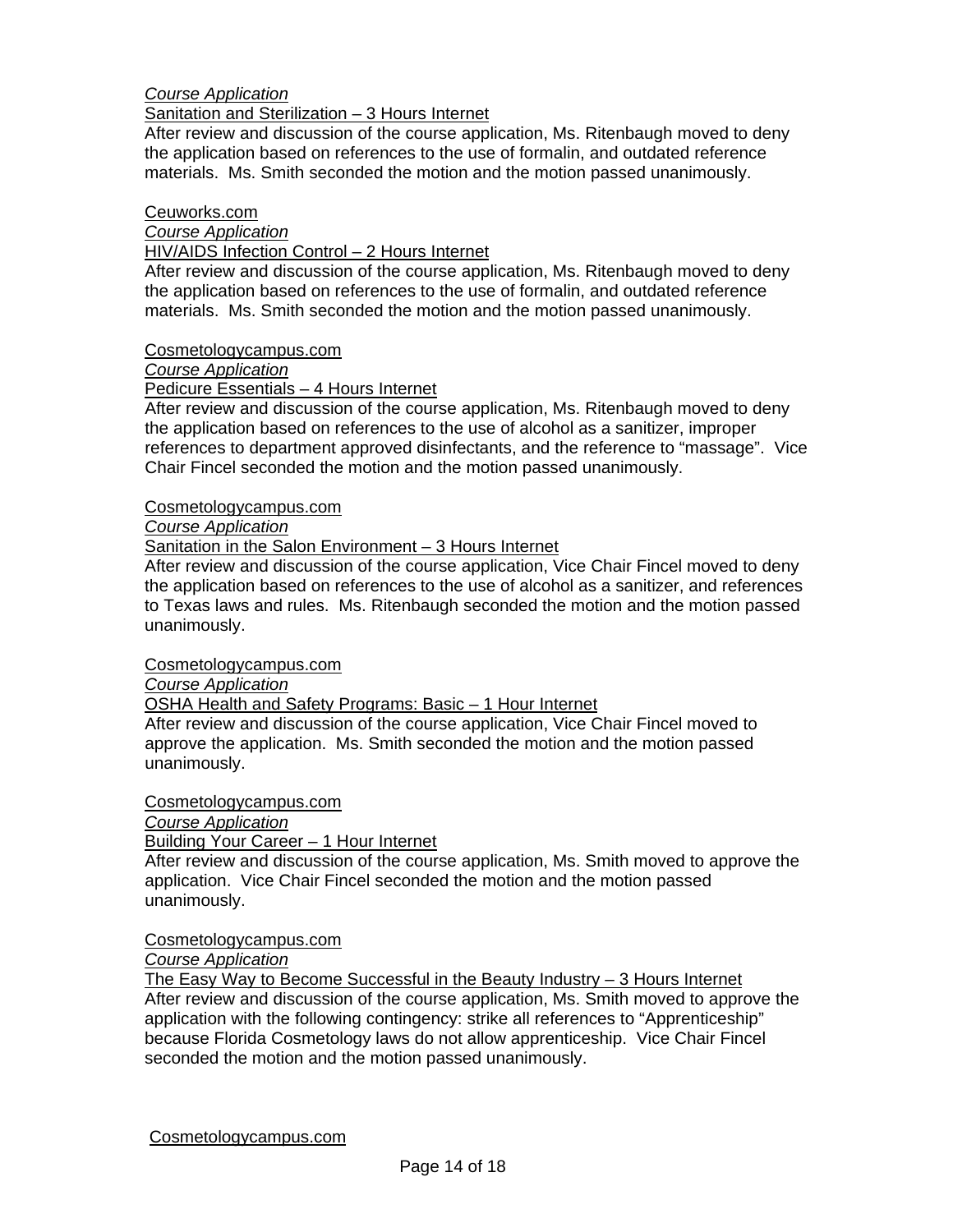*Course Application*

Sanitation and Sterilization – 3 Hours Internet

After review and discussion of the course application, Ms. Ritenbaugh moved to deny the application based on references to the use of formalin, and outdated reference materials. Ms. Smith seconded the motion and the motion passed unanimously.

Ceuworks.com

*Course Application*

HIV/AIDS Infection Control – 2 Hours Internet

After review and discussion of the course application, Ms. Ritenbaugh moved to deny the application based on references to the use of formalin, and outdated reference materials. Ms. Smith seconded the motion and the motion passed unanimously.

Cosmetologycampus.com

*Course Application*

Pedicure Essentials – 4 Hours Internet

After review and discussion of the course application, Ms. Ritenbaugh moved to deny the application based on references to the use of alcohol as a sanitizer, improper references to department approved disinfectants, and the reference to "massage". Vice Chair Fincel seconded the motion and the motion passed unanimously.

Cosmetologycampus.com

*Course Application*

Sanitation in the Salon Environment – 3 Hours Internet

After review and discussion of the course application, Vice Chair Fincel moved to deny the application based on references to the use of alcohol as a sanitizer, and references to Texas laws and rules. Ms. Ritenbaugh seconded the motion and the motion passed unanimously.

Cosmetologycampus.com

*Course Application*

OSHA Health and Safety Programs: Basic – 1 Hour Internet

After review and discussion of the course application, Vice Chair Fincel moved to approve the application. Ms. Smith seconded the motion and the motion passed unanimously.

Cosmetologycampus.com

*Course Application*

Building Your Career – 1 Hour Internet

After review and discussion of the course application, Ms. Smith moved to approve the application. Vice Chair Fincel seconded the motion and the motion passed unanimously.

Cosmetologycampus.com

*Course Application*

The Easy Way to Become Successful in the Beauty Industry – 3 Hours Internet

After review and discussion of the course application, Ms. Smith moved to approve the application with the following contingency: strike all references to "Apprenticeship" because Florida Cosmetology laws do not allow apprenticeship. Vice Chair Fincel seconded the motion and the motion passed unanimously.

Cosmetologycampus.com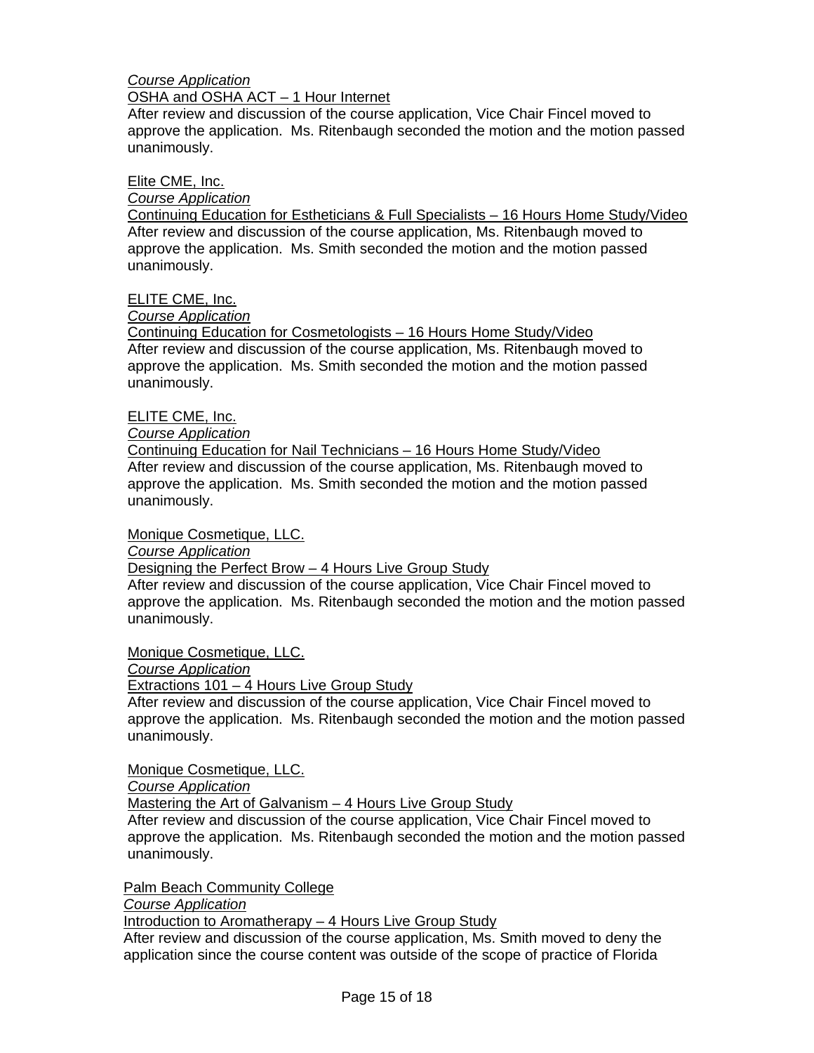*Course Application*
OSHA and OSHA ACT – 1 Hour Internet
After review and discussion of the course application, Vice Chair Fincel moved to approve the application. Ms. Ritenbaugh seconded the motion and the motion passed unanimously.

Elite CME, Inc.
*Course Application*
Continuing Education for Estheticians & Full Specialists – 16 Hours Home Study/Video
After review and discussion of the course application, Ms. Ritenbaugh moved to approve the application. Ms. Smith seconded the motion and the motion passed unanimously.

ELITE CME, Inc.
*Course Application*
Continuing Education for Cosmetologists – 16 Hours Home Study/Video
After review and discussion of the course application, Ms. Ritenbaugh moved to approve the application. Ms. Smith seconded the motion and the motion passed unanimously.

ELITE CME, Inc.
*Course Application*
Continuing Education for Nail Technicians – 16 Hours Home Study/Video
After review and discussion of the course application, Ms. Ritenbaugh moved to approve the application. Ms. Smith seconded the motion and the motion passed unanimously.

Monique Cosmetique, LLC.
*Course Application*
Designing the Perfect Brow – 4 Hours Live Group Study
After review and discussion of the course application, Vice Chair Fincel moved to approve the application. Ms. Ritenbaugh seconded the motion and the motion passed unanimously.

Monique Cosmetique, LLC.
*Course Application*
Extractions 101 – 4 Hours Live Group Study
After review and discussion of the course application, Vice Chair Fincel moved to approve the application. Ms. Ritenbaugh seconded the motion and the motion passed unanimously.

Monique Cosmetique, LLC.
*Course Application*
Mastering the Art of Galvanism – 4 Hours Live Group Study
After review and discussion of the course application, Vice Chair Fincel moved to approve the application. Ms. Ritenbaugh seconded the motion and the motion passed unanimously.

Palm Beach Community College
*Course Application*
Introduction to Aromatherapy – 4 Hours Live Group Study
After review and discussion of the course application, Ms. Smith moved to deny the application since the course content was outside of the scope of practice of Florida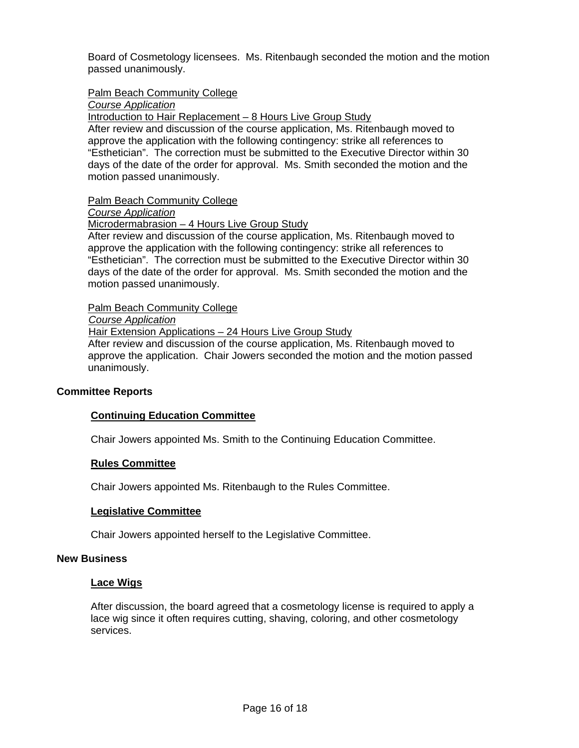Board of Cosmetology licensees. Ms. Ritenbaugh seconded the motion and the motion passed unanimously.

Palm Beach Community College
*Course Application*
Introduction to Hair Replacement – 8 Hours Live Group Study
After review and discussion of the course application, Ms. Ritenbaugh moved to approve the application with the following contingency: strike all references to "Esthetician". The correction must be submitted to the Executive Director within 30 days of the date of the order for approval. Ms. Smith seconded the motion and the motion passed unanimously.

Palm Beach Community College
*Course Application*
Microdermabrasion – 4 Hours Live Group Study
After review and discussion of the course application, Ms. Ritenbaugh moved to approve the application with the following contingency: strike all references to "Esthetician". The correction must be submitted to the Executive Director within 30 days of the date of the order for approval. Ms. Smith seconded the motion and the motion passed unanimously.

Palm Beach Community College
*Course Application*
Hair Extension Applications – 24 Hours Live Group Study
After review and discussion of the course application, Ms. Ritenbaugh moved to approve the application. Chair Jowers seconded the motion and the motion passed unanimously.

## Committee Reports

### Continuing Education Committee

Chair Jowers appointed Ms. Smith to the Continuing Education Committee.

### Rules Committee

Chair Jowers appointed Ms. Ritenbaugh to the Rules Committee.

### Legislative Committee

Chair Jowers appointed herself to the Legislative Committee.

## New Business

### Lace Wigs

After discussion, the board agreed that a cosmetology license is required to apply a lace wig since it often requires cutting, shaving, coloring, and other cosmetology services.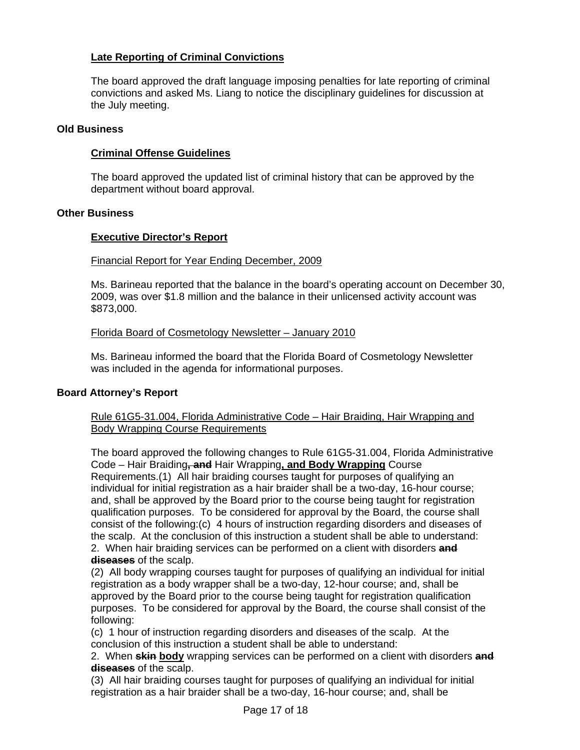**Late Reporting of Criminal Convictions**

The board approved the draft language imposing penalties for late reporting of criminal convictions and asked Ms. Liang to notice the disciplinary guidelines for discussion at the July meeting.

**Old Business**

**Criminal Offense Guidelines**

The board approved the updated list of criminal history that can be approved by the department without board approval.

**Other Business**

**Executive Director's Report**

Financial Report for Year Ending December, 2009

Ms. Barineau reported that the balance in the board's operating account on December 30, 2009, was over $1.8 million and the balance in their unlicensed activity account was $873,000.

Florida Board of Cosmetology Newsletter – January 2010

Ms. Barineau informed the board that the Florida Board of Cosmetology Newsletter was included in the agenda for informational purposes.

**Board Attorney's Report**

Rule 61G5-31.004, Florida Administrative Code – Hair Braiding, Hair Wrapping and Body Wrapping Course Requirements

The board approved the following changes to Rule 61G5-31.004, Florida Administrative Code – Hair Braiding~~, and~~ Hair Wrapping**, and Body Wrapping** Course Requirements.(1) All hair braiding courses taught for purposes of qualifying an individual for initial registration as a hair braider shall be a two-day, 16-hour course; and, shall be approved by the Board prior to the course being taught for registration qualification purposes. To be considered for approval by the Board, the course shall consist of the following:(c) 4 hours of instruction regarding disorders and diseases of the scalp. At the conclusion of this instruction a student shall be able to understand:
2. When hair braiding services can be performed on a client with disorders ~~**and diseases**~~ of the scalp.
(2) All body wrapping courses taught for purposes of qualifying an individual for initial registration as a body wrapper shall be a two-day, 12-hour course; and, shall be approved by the Board prior to the course being taught for registration qualification purposes. To be considered for approval by the Board, the course shall consist of the following:
(c) 1 hour of instruction regarding disorders and diseases of the scalp. At the conclusion of this instruction a student shall be able to understand:
2. When ~~**skin**~~ **body** wrapping services can be performed on a client with disorders ~~**and diseases**~~ of the scalp.
(3) All hair braiding courses taught for purposes of qualifying an individual for initial registration as a hair braider shall be a two-day, 16-hour course; and, shall be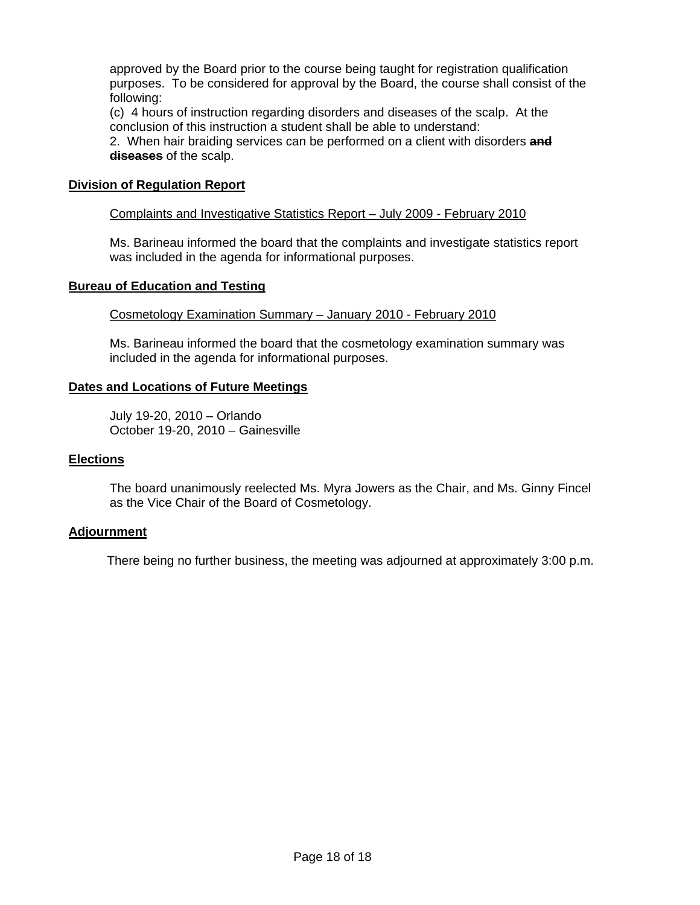approved by the Board prior to the course being taught for registration qualification purposes. To be considered for approval by the Board, the course shall consist of the following:

(c) 4 hours of instruction regarding disorders and diseases of the scalp. At the conclusion of this instruction a student shall be able to understand:

2. When hair braiding services can be performed on a client with disorders ~~**and diseases**~~ of the scalp.

**<u>Division of Regulation Report</u>**

<u>Complaints and Investigative Statistics Report – July 2009 - February 2010</u>

Ms. Barineau informed the board that the complaints and investigate statistics report was included in the agenda for informational purposes.

**<u>Bureau of Education and Testing</u>**

<u>Cosmetology Examination Summary – January 2010 - February 2010</u>

Ms. Barineau informed the board that the cosmetology examination summary was included in the agenda for informational purposes.

**<u>Dates and Locations of Future Meetings</u>**

July 19-20, 2010 – Orlando
October 19-20, 2010 – Gainesville

**<u>Elections</u>**

The board unanimously reelected Ms. Myra Jowers as the Chair, and Ms. Ginny Fincel as the Vice Chair of the Board of Cosmetology.

**<u>Adjournment</u>**

There being no further business, the meeting was adjourned at approximately 3:00 p.m.